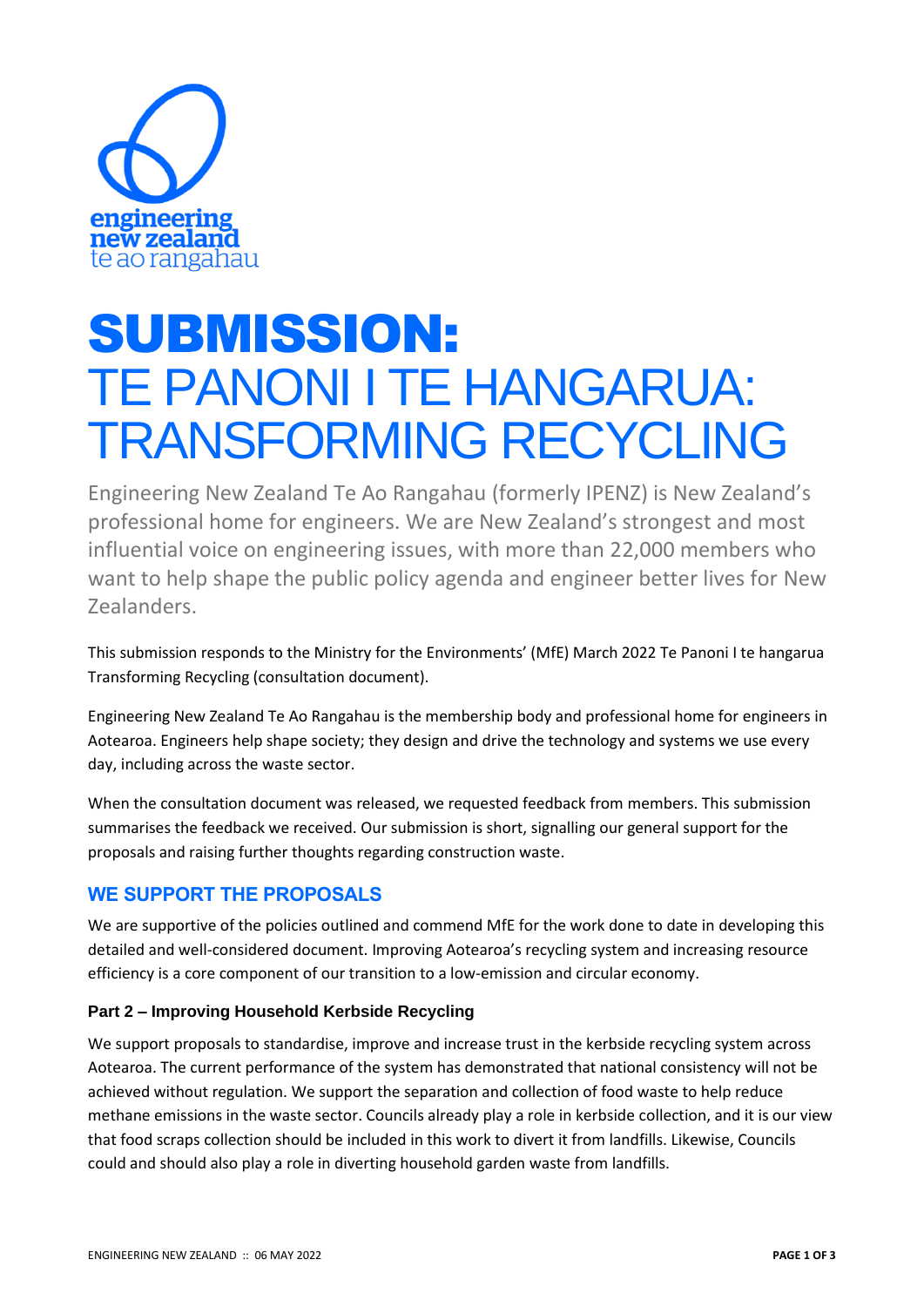engineering new zealand te ao rangahau

# SUBMISSION: TE PANONI I TE HANGARUA: TRANSFORMING RECYCLING

Engineering New Zealand Te Ao Rangahau (formerly IPENZ) is New Zealand's professional home for engineers. We are New Zealand's strongest and most influential voice on engineering issues, with more than 22,000 members who want to help shape the public policy agenda and engineer better lives for New Zealanders.

This submission responds to the Ministry for the Environments' (MfE) March 2022 Te Panoni I te hangarua Transforming Recycling (consultation document).

Engineering New Zealand Te Ao Rangahau is the membership body and professional home for engineers in Aotearoa. Engineers help shape society; they design and drive the technology and systems we use every day, including across the waste sector.

When the consultation document was released, we requested feedback from members. This submission summarises the feedback we received. Our submission is short, signalling our general support for the proposals and raising further thoughts regarding construction waste.

## WE SUPPORT THE PROPOSALS

We are supportive of the policies outlined and commend MfE for the work done to date in developing this detailed and well-considered document. Improving Aotearoa's recycling system and increasing resource efficiency is a core component of our transition to a low-emission and circular economy.

### Part 2 – Improving Household Kerbside Recycling

We support proposals to standardise, improve and increase trust in the kerbside recycling system across Aotearoa. The current performance of the system has demonstrated that national consistency will not be achieved without regulation. We support the separation and collection of food waste to help reduce methane emissions in the waste sector. Councils already play a role in kerbside collection, and it is our view that food scraps collection should be included in this work to divert it from landfills. Likewise, Councils could and should also play a role in diverting household garden waste from landfills.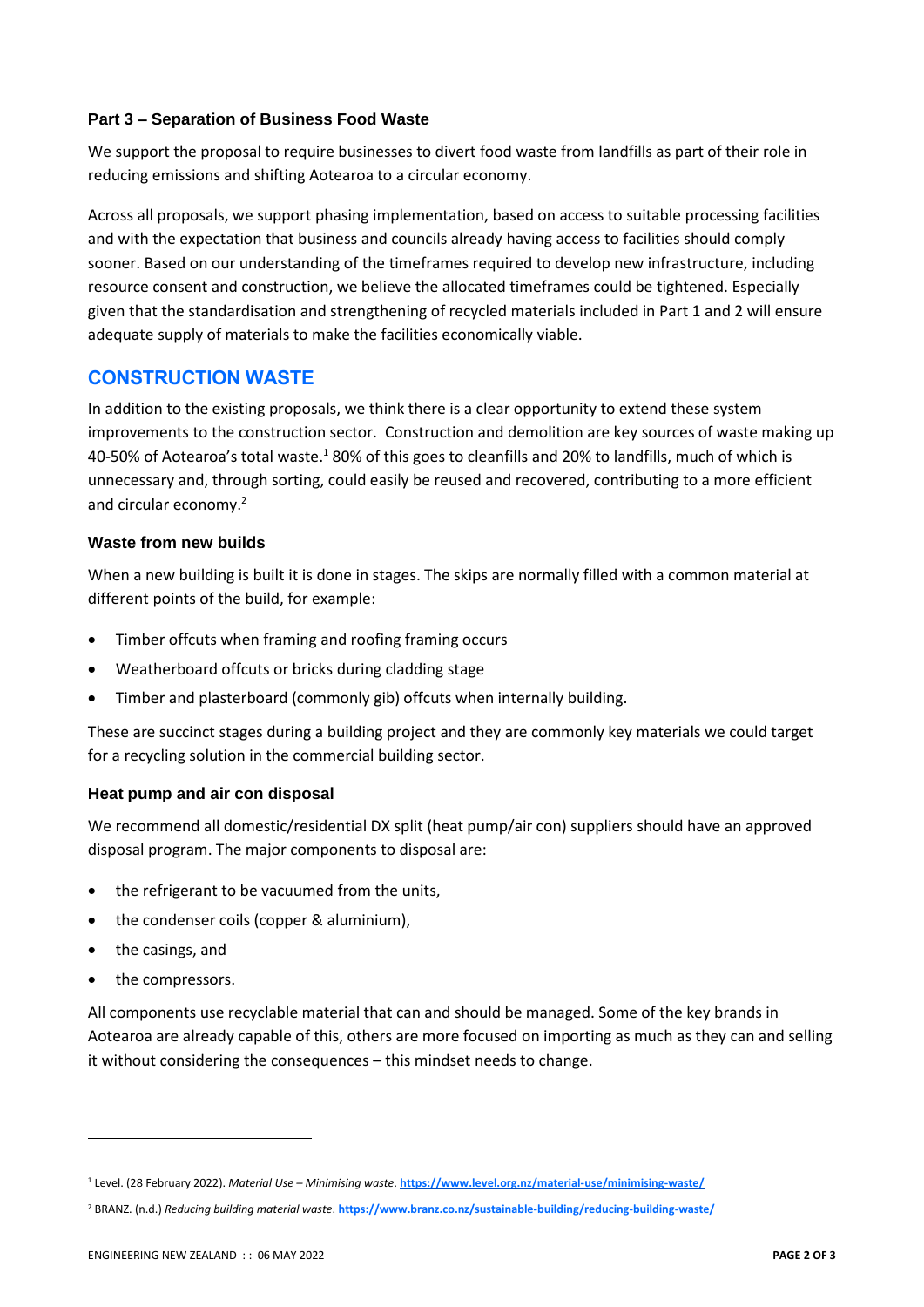### Part 3 – Separation of Business Food Waste

We support the proposal to require businesses to divert food waste from landfills as part of their role in reducing emissions and shifting Aotearoa to a circular economy.

Across all proposals, we support phasing implementation, based on access to suitable processing facilities and with the expectation that business and councils already having access to facilities should comply sooner. Based on our understanding of the timeframes required to develop new infrastructure, including resource consent and construction, we believe the allocated timeframes could be tightened. Especially given that the standardisation and strengthening of recycled materials included in Part 1 and 2 will ensure adequate supply of materials to make the facilities economically viable.

## CONSTRUCTION WASTE

In addition to the existing proposals, we think there is a clear opportunity to extend these system improvements to the construction sector. Construction and demolition are key sources of waste making up 40-50% of Aotearoa's total waste.[1] 80% of this goes to cleanfills and 20% to landfills, much of which is unnecessary and, through sorting, could easily be reused and recovered, contributing to a more efficient and circular economy.[2]

### Waste from new builds

When a new building is built it is done in stages. The skips are normally filled with a common material at different points of the build, for example:

- Timber offcuts when framing and roofing framing occurs
- Weatherboard offcuts or bricks during cladding stage
- Timber and plasterboard (commonly gib) offcuts when internally building.

These are succinct stages during a building project and they are commonly key materials we could target for a recycling solution in the commercial building sector.

### Heat pump and air con disposal

We recommend all domestic/residential DX split (heat pump/air con) suppliers should have an approved disposal program. The major components to disposal are:

- the refrigerant to be vacuumed from the units,
- the condenser coils (copper & aluminium),
- the casings, and
- the compressors.

All components use recyclable material that can and should be managed. Some of the key brands in Aotearoa are already capable of this, others are more focused on importing as much as they can and selling it without considering the consequences – this mindset needs to change.

---

[1] Level. (28 February 2022). *Material Use – Minimising waste.* **https://www.level.org.nz/material-use/minimising-waste/**

[2] BRANZ. (n.d.) *Reducing building material waste.* **https://www.branz.co.nz/sustainable-building/reducing-building-waste/**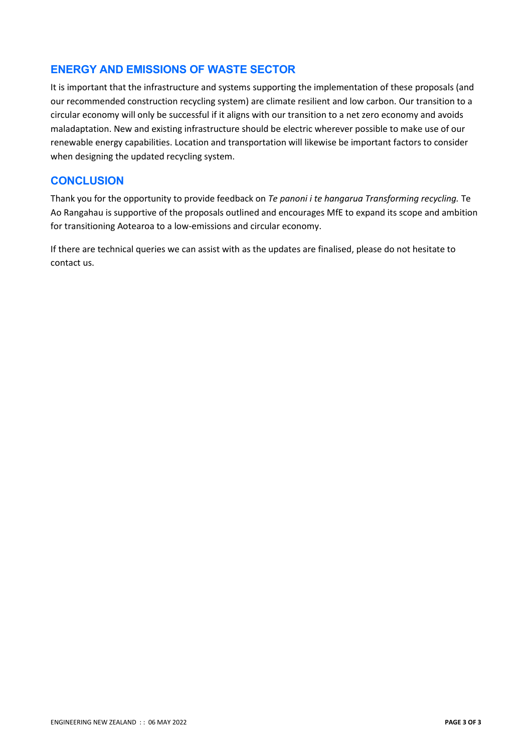## ENERGY AND EMISSIONS OF WASTE SECTOR

It is important that the infrastructure and systems supporting the implementation of these proposals (and our recommended construction recycling system) are climate resilient and low carbon. Our transition to a circular economy will only be successful if it aligns with our transition to a net zero economy and avoids maladaptation. New and existing infrastructure should be electric wherever possible to make use of our renewable energy capabilities. Location and transportation will likewise be important factors to consider when designing the updated recycling system.

## CONCLUSION

Thank you for the opportunity to provide feedback on *Te panoni i te hangarua Transforming recycling.* Te Ao Rangahau is supportive of the proposals outlined and encourages MfE to expand its scope and ambition for transitioning Aotearoa to a low-emissions and circular economy.

If there are technical queries we can assist with as the updates are finalised, please do not hesitate to contact us.